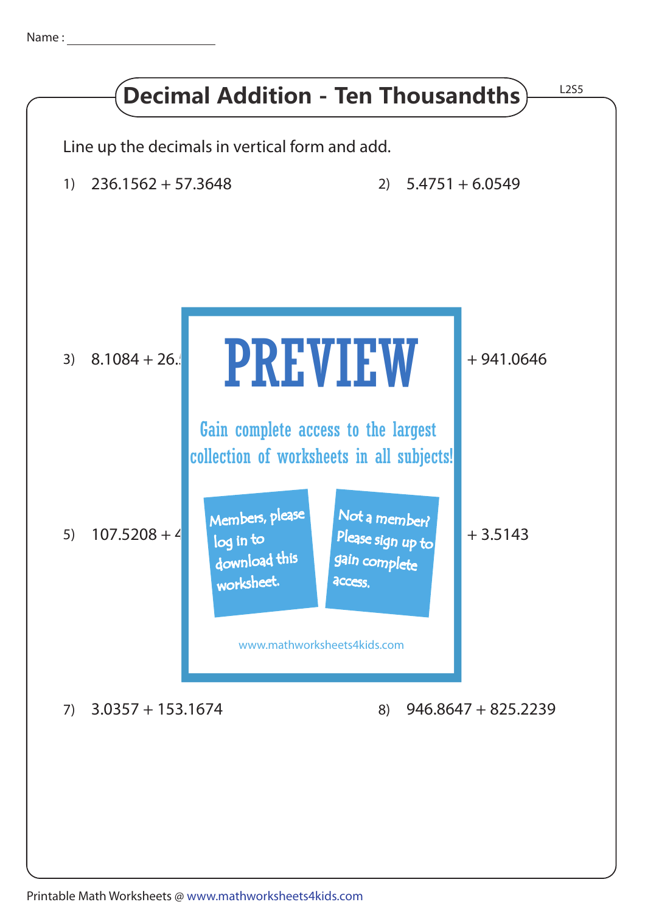Name : ____________________

# Decimal Addition - Ten Thousandths

L2S5

Line up the decimals in vertical form and add.

1) 236.1562 + 57.3648

2) 5.4751 + 6.0549

3) 8.1084 + 26.5

+ 941.0646

5) 107.5208 + 4

+ 3.5143

PREVIEW

Gain complete access to the largest collection of worksheets in all subjects!

Members, please log in to download this worksheet.

Not a member? Please sign up to gain complete access.

www.mathworksheets4kids.com

7) 3.0357 + 153.1674

8) 946.8647 + 825.2239

Printable Math Worksheets @ www.mathworksheets4kids.com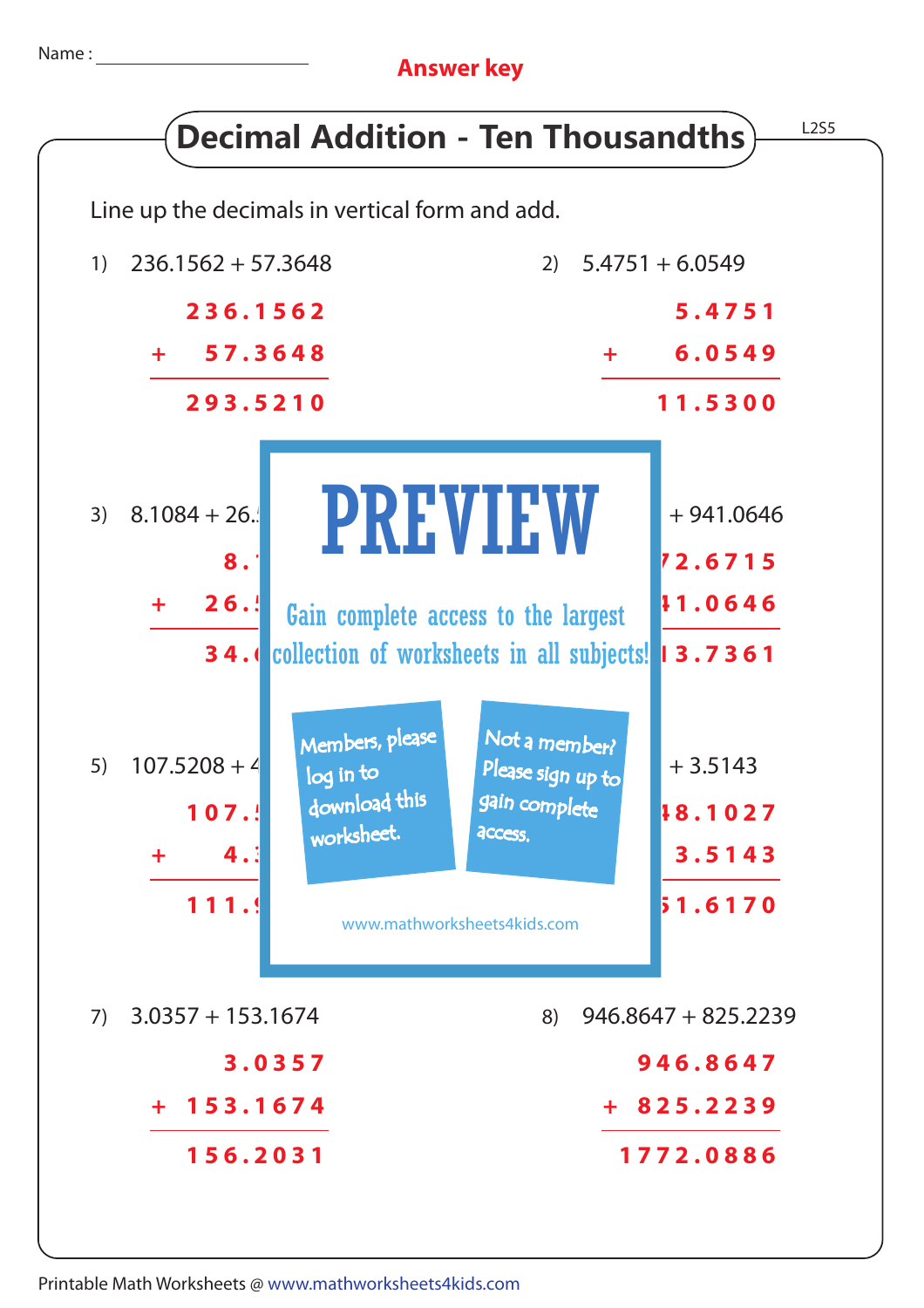Name :

**Answer key**

# Decimal Addition - Ten Thousandths

L2S5

Line up the decimals in vertical form and add.

1) 236.1562 + 57.3648

```
  236.1562
+  57.3648
----------
  293.5210
```

2) 5.4751 + 6.0549

```
   5.4751
+  6.0549
---------
  11.5300
```

3) 8.1084 + 26.

```
    8.
+  26.
-------
   34.
```

4) + 941.0646

```
   2.6715
   1.0646
---------
  13.7361
```

5) 107.5208 + 4

```
  107.
+   4.
-------
  111.
```

6) + 3.5143

```
   8.1027
   3.5143
---------
   1.6170
```

PREVIEW

Gain complete access to the largest collection of worksheets in all subjects!

Members, please log in to download this worksheet.

Not a member? Please sign up to gain complete access.

www.mathworksheets4kids.com

7) 3.0357 + 153.1674

```
    3.0357
+ 153.1674
----------
  156.2031
```

8) 946.8647 + 825.2239

```
   946.8647
+  825.2239
-----------
  1772.0886
```

Printable Math Worksheets @ www.mathworksheets4kids.com